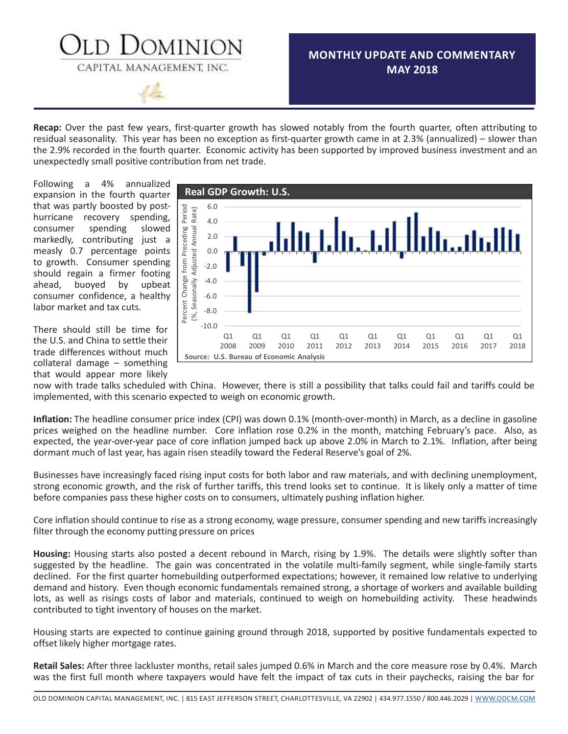# OLD DOMINION

CAPITAL MANAGEMENT, INC.

## MONTHLY UPDATE AND COMMENTARY MAY 2018

**Recap:** Over the past few years, first-quarter growth has slowed notably from the fourth quarter, often attributing to residual seasonality. This year has been no exception as first-quarter growth came in at 2.3% (annualized) – slower than the 2.9% recorded in the fourth quarter. Economic activity has been supported by improved business investment and an unexpectedly small positive contribution from net trade.

Following a 4% annualized expansion in the fourth quarter that was partly boosted by post-hurricane recovery spending, consumer spending slowed markedly, contributing just a measly 0.7 percentage points to growth. Consumer spending should regain a firmer footing ahead, buoyed by upbeat consumer confidence, a healthy labor market and tax cuts.

**Real GDP Growth: U.S.**

Source: U.S. Bureau of Economic Analysis

There should still be time for the U.S. and China to settle their trade differences without much collateral damage – something that would appear more likely now with trade talks scheduled with China. However, there is still a possibility that talks could fail and tariffs could be implemented, with this scenario expected to weigh on economic growth.

**Inflation:** The headline consumer price index (CPI) was down 0.1% (month-over-month) in March, as a decline in gasoline prices weighed on the headline number. Core inflation rose 0.2% in the month, matching February's pace. Also, as expected, the year-over-year pace of core inflation jumped back up above 2.0% in March to 2.1%. Inflation, after being dormant much of last year, has again risen steadily toward the Federal Reserve's goal of 2%.

Businesses have increasingly faced rising input costs for both labor and raw materials, and with declining unemployment, strong economic growth, and the risk of further tariffs, this trend looks set to continue. It is likely only a matter of time before companies pass these higher costs on to consumers, ultimately pushing inflation higher.

Core inflation should continue to rise as a strong economy, wage pressure, consumer spending and new tariffs increasingly filter through the economy putting pressure on prices

**Housing:** Housing starts also posted a decent rebound in March, rising by 1.9%. The details were slightly softer than suggested by the headline. The gain was concentrated in the volatile multi-family segment, while single-family starts declined. For the first quarter homebuilding outperformed expectations; however, it remained low relative to underlying demand and history. Even though economic fundamentals remained strong, a shortage of workers and available building lots, as well as risings costs of labor and materials, continued to weigh on homebuilding activity. These headwinds contributed to tight inventory of houses on the market.

Housing starts are expected to continue gaining ground through 2018, supported by positive fundamentals expected to offset likely higher mortgage rates.

**Retail Sales:** After three lackluster months, retail sales jumped 0.6% in March and the core measure rose by 0.4%. March was the first full month where taxpayers would have felt the impact of tax cuts in their paychecks, raising the bar for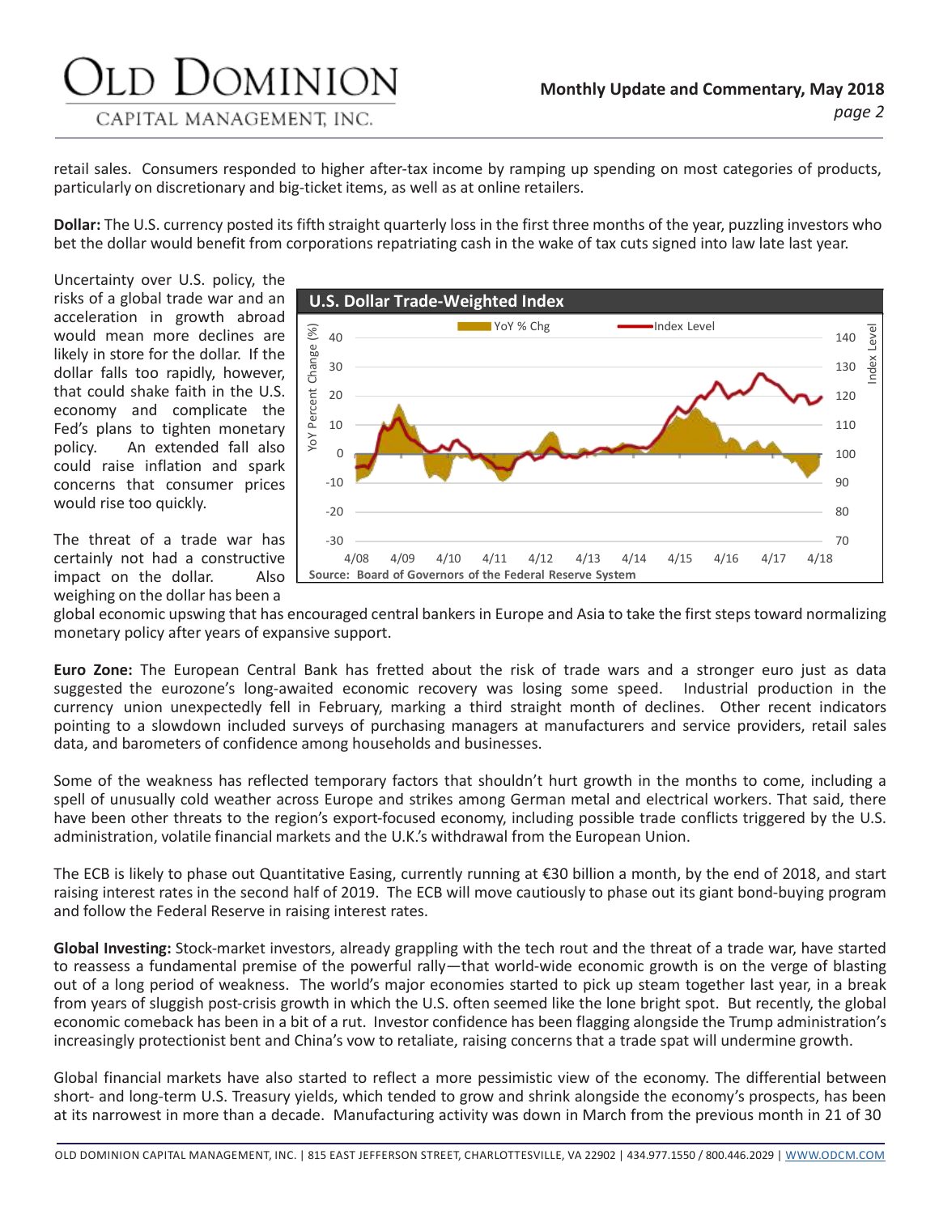retail sales. Consumers responded to higher after-tax income by ramping up spending on most categories of products, particularly on discretionary and big-ticket items, as well as at online retailers.

**Dollar:** The U.S. currency posted its fifth straight quarterly loss in the first three months of the year, puzzling investors who bet the dollar would benefit from corporations repatriating cash in the wake of tax cuts signed into law late last year.

Uncertainty over U.S. policy, the risks of a global trade war and an acceleration in growth abroad would mean more declines are likely in store for the dollar. If the dollar falls too rapidly, however, that could shake faith in the U.S. economy and complicate the Fed's plans to tighten monetary policy. An extended fall also could raise inflation and spark concerns that consumer prices would rise too quickly.

The threat of a trade war has certainly not had a constructive impact on the dollar. Also weighing on the dollar has been a global economic upswing that has encouraged central bankers in Europe and Asia to take the first steps toward normalizing monetary policy after years of expansive support.

**Euro Zone:** The European Central Bank has fretted about the risk of trade wars and a stronger euro just as data suggested the eurozone's long-awaited economic recovery was losing some speed. Industrial production in the currency union unexpectedly fell in February, marking a third straight month of declines. Other recent indicators pointing to a slowdown included surveys of purchasing managers at manufacturers and service providers, retail sales data, and barometers of confidence among households and businesses.

Some of the weakness has reflected temporary factors that shouldn't hurt growth in the months to come, including a spell of unusually cold weather across Europe and strikes among German metal and electrical workers. That said, there have been other threats to the region's export-focused economy, including possible trade conflicts triggered by the U.S. administration, volatile financial markets and the U.K.'s withdrawal from the European Union.

The ECB is likely to phase out Quantitative Easing, currently running at €30 billion a month, by the end of 2018, and start raising interest rates in the second half of 2019. The ECB will move cautiously to phase out its giant bond-buying program and follow the Federal Reserve in raising interest rates.

**Global Investing:** Stock-market investors, already grappling with the tech rout and the threat of a trade war, have started to reassess a fundamental premise of the powerful rally—that world-wide economic growth is on the verge of blasting out of a long period of weakness. The world's major economies started to pick up steam together last year, in a break from years of sluggish post-crisis growth in which the U.S. often seemed like the lone bright spot. But recently, the global economic comeback has been in a bit of a rut. Investor confidence has been flagging alongside the Trump administration's increasingly protectionist bent and China's vow to retaliate, raising concerns that a trade spat will undermine growth.

Global financial markets have also started to reflect a more pessimistic view of the economy. The differential between short- and long-term U.S. Treasury yields, which tended to grow and shrink alongside the economy's prospects, has been at its narrowest in more than a decade. Manufacturing activity was down in March from the previous month in 21 of 30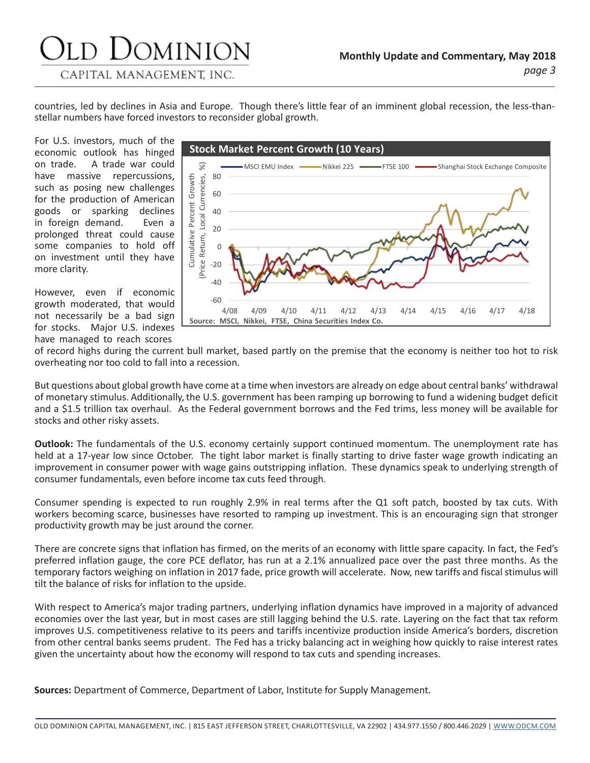countries, led by declines in Asia and Europe. Though there's little fear of an imminent global recession, the less-than-stellar numbers have forced investors to reconsider global growth.

For U.S. investors, much of the economic outlook has hinged on trade. A trade war could have massive repercussions, such as posing new challenges for the production of American goods or sparking declines in foreign demand. Even a prolonged threat could cause some companies to hold off on investment until they have more clarity.

**Stock Market Percent Growth (10 Years)**

Source: MSCI, Nikkei, FTSE, China Securities Index Co.

However, even if economic growth moderated, that would not necessarily be a bad sign for stocks. Major U.S. indexes have managed to reach scores of record highs during the current bull market, based partly on the premise that the economy is neither too hot to risk overheating nor too cold to fall into a recession.

But questions about global growth have come at a time when investors are already on edge about central banks' withdrawal of monetary stimulus. Additionally, the U.S. government has been ramping up borrowing to fund a widening budget deficit and a $1.5 trillion tax overhaul. As the Federal government borrows and the Fed trims, less money will be available for stocks and other risky assets.

**Outlook:** The fundamentals of the U.S. economy certainly support continued momentum. The unemployment rate has held at a 17-year low since October. The tight labor market is finally starting to drive faster wage growth indicating an improvement in consumer power with wage gains outstripping inflation. These dynamics speak to underlying strength of consumer fundamentals, even before income tax cuts feed through.

Consumer spending is expected to run roughly 2.9% in real terms after the Q1 soft patch, boosted by tax cuts. With workers becoming scarce, businesses have resorted to ramping up investment. This is an encouraging sign that stronger productivity growth may be just around the corner.

There are concrete signs that inflation has firmed, on the merits of an economy with little spare capacity. In fact, the Fed's preferred inflation gauge, the core PCE deflator, has run at a 2.1% annualized pace over the past three months. As the temporary factors weighing on inflation in 2017 fade, price growth will accelerate. Now, new tariffs and fiscal stimulus will tilt the balance of risks for inflation to the upside.

With respect to America's major trading partners, underlying inflation dynamics have improved in a majority of advanced economies over the last year, but in most cases are still lagging behind the U.S. rate. Layering on the fact that tax reform improves U.S. competitiveness relative to its peers and tariffs incentivize production inside America's borders, discretion from other central banks seems prudent. The Fed has a tricky balancing act in weighing how quickly to raise interest rates given the uncertainty about how the economy will respond to tax cuts and spending increases.

**Sources:** Department of Commerce, Department of Labor, Institute for Supply Management.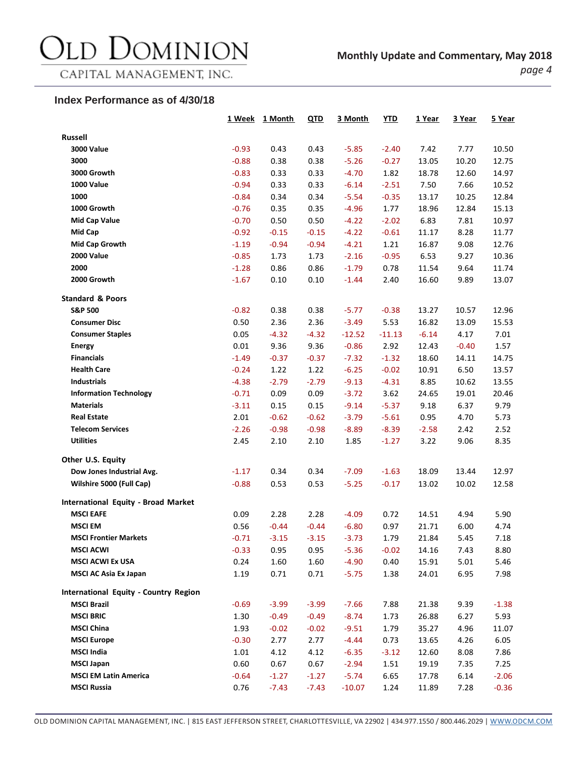## Index Performance as of 4/30/18

| | 1 Week | 1 Month | QTD | 3 Month | YTD | 1 Year | 3 Year | 5 Year |
|---|---|---|---|---|---|---|---|---|
| **Russell** | | | | | | | | |
| **3000 Value** | -0.93 | 0.43 | 0.43 | -5.85 | -2.40 | 7.42 | 7.77 | 10.50 |
| **3000** | -0.88 | 0.38 | 0.38 | -5.26 | -0.27 | 13.05 | 10.20 | 12.75 |
| **3000 Growth** | -0.83 | 0.33 | 0.33 | -4.70 | 1.82 | 18.78 | 12.60 | 14.97 |
| **1000 Value** | -0.94 | 0.33 | 0.33 | -6.14 | -2.51 | 7.50 | 7.66 | 10.52 |
| **1000** | -0.84 | 0.34 | 0.34 | -5.54 | -0.35 | 13.17 | 10.25 | 12.84 |
| **1000 Growth** | -0.76 | 0.35 | 0.35 | -4.96 | 1.77 | 18.96 | 12.84 | 15.13 |
| **Mid Cap Value** | -0.70 | 0.50 | 0.50 | -4.22 | -2.02 | 6.83 | 7.81 | 10.97 |
| **Mid Cap** | -0.92 | -0.15 | -0.15 | -4.22 | -0.61 | 11.17 | 8.28 | 11.77 |
| **Mid Cap Growth** | -1.19 | -0.94 | -0.94 | -4.21 | 1.21 | 16.87 | 9.08 | 12.76 |
| **2000 Value** | -0.85 | 1.73 | 1.73 | -2.16 | -0.95 | 6.53 | 9.27 | 10.36 |
| **2000** | -1.28 | 0.86 | 0.86 | -1.79 | 0.78 | 11.54 | 9.64 | 11.74 |
| **2000 Growth** | -1.67 | 0.10 | 0.10 | -1.44 | 2.40 | 16.60 | 9.89 | 13.07 |
| **Standard & Poors** | | | | | | | | |
| **S&P 500** | -0.82 | 0.38 | 0.38 | -5.77 | -0.38 | 13.27 | 10.57 | 12.96 |
| **Consumer Disc** | 0.50 | 2.36 | 2.36 | -3.49 | 5.53 | 16.82 | 13.09 | 15.53 |
| **Consumer Staples** | 0.05 | -4.32 | -4.32 | -12.52 | -11.13 | -6.14 | 4.17 | 7.01 |
| **Energy** | 0.01 | 9.36 | 9.36 | -0.86 | 2.92 | 12.43 | -0.40 | 1.57 |
| **Financials** | -1.49 | -0.37 | -0.37 | -7.32 | -1.32 | 18.60 | 14.11 | 14.75 |
| **Health Care** | -0.24 | 1.22 | 1.22 | -6.25 | -0.02 | 10.91 | 6.50 | 13.57 |
| **Industrials** | -4.38 | -2.79 | -2.79 | -9.13 | -4.31 | 8.85 | 10.62 | 13.55 |
| **Information Technology** | -0.71 | 0.09 | 0.09 | -3.72 | 3.62 | 24.65 | 19.01 | 20.46 |
| **Materials** | -3.11 | 0.15 | 0.15 | -9.14 | -5.37 | 9.18 | 6.37 | 9.79 |
| **Real Estate** | 2.01 | -0.62 | -0.62 | -3.79 | -5.61 | 0.95 | 4.70 | 5.73 |
| **Telecom Services** | -2.26 | -0.98 | -0.98 | -8.89 | -8.39 | -2.58 | 2.42 | 2.52 |
| **Utilities** | 2.45 | 2.10 | 2.10 | 1.85 | -1.27 | 3.22 | 9.06 | 8.35 |
| **Other U.S. Equity** | | | | | | | | |
| **Dow Jones Industrial Avg.** | -1.17 | 0.34 | 0.34 | -7.09 | -1.63 | 18.09 | 13.44 | 12.97 |
| **Wilshire 5000 (Full Cap)** | -0.88 | 0.53 | 0.53 | -5.25 | -0.17 | 13.02 | 10.02 | 12.58 |
| **International Equity - Broad Market** | | | | | | | | |
| **MSCI EAFE** | 0.09 | 2.28 | 2.28 | -4.09 | 0.72 | 14.51 | 4.94 | 5.90 |
| **MSCI EM** | 0.56 | -0.44 | -0.44 | -6.80 | 0.97 | 21.71 | 6.00 | 4.74 |
| **MSCI Frontier Markets** | -0.71 | -3.15 | -3.15 | -3.73 | 1.79 | 21.84 | 5.45 | 7.18 |
| **MSCI ACWI** | -0.33 | 0.95 | 0.95 | -5.36 | -0.02 | 14.16 | 7.43 | 8.80 |
| **MSCI ACWI Ex USA** | 0.24 | 1.60 | 1.60 | -4.90 | 0.40 | 15.91 | 5.01 | 5.46 |
| **MSCI AC Asia Ex Japan** | 1.19 | 0.71 | 0.71 | -5.75 | 1.38 | 24.01 | 6.95 | 7.98 |
| **International Equity - Country Region** | | | | | | | | |
| **MSCI Brazil** | -0.69 | -3.99 | -3.99 | -7.66 | 7.88 | 21.38 | 9.39 | -1.38 |
| **MSCI BRIC** | 1.30 | -0.49 | -0.49 | -8.74 | 1.73 | 26.88 | 6.27 | 5.93 |
| **MSCI China** | 1.93 | -0.02 | -0.02 | -9.51 | 1.79 | 35.27 | 4.96 | 11.07 |
| **MSCI Europe** | -0.30 | 2.77 | 2.77 | -4.44 | 0.73 | 13.65 | 4.26 | 6.05 |
| **MSCI India** | 1.01 | 4.12 | 4.12 | -6.35 | -3.12 | 12.60 | 8.08 | 7.86 |
| **MSCI Japan** | 0.60 | 0.67 | 0.67 | -2.94 | 1.51 | 19.19 | 7.35 | 7.25 |
| **MSCI EM Latin America** | -0.64 | -1.27 | -1.27 | -5.74 | 6.65 | 17.78 | 6.14 | -2.06 |
| **MSCI Russia** | 0.76 | -7.43 | -7.43 | -10.07 | 1.24 | 11.89 | 7.28 | -0.36 |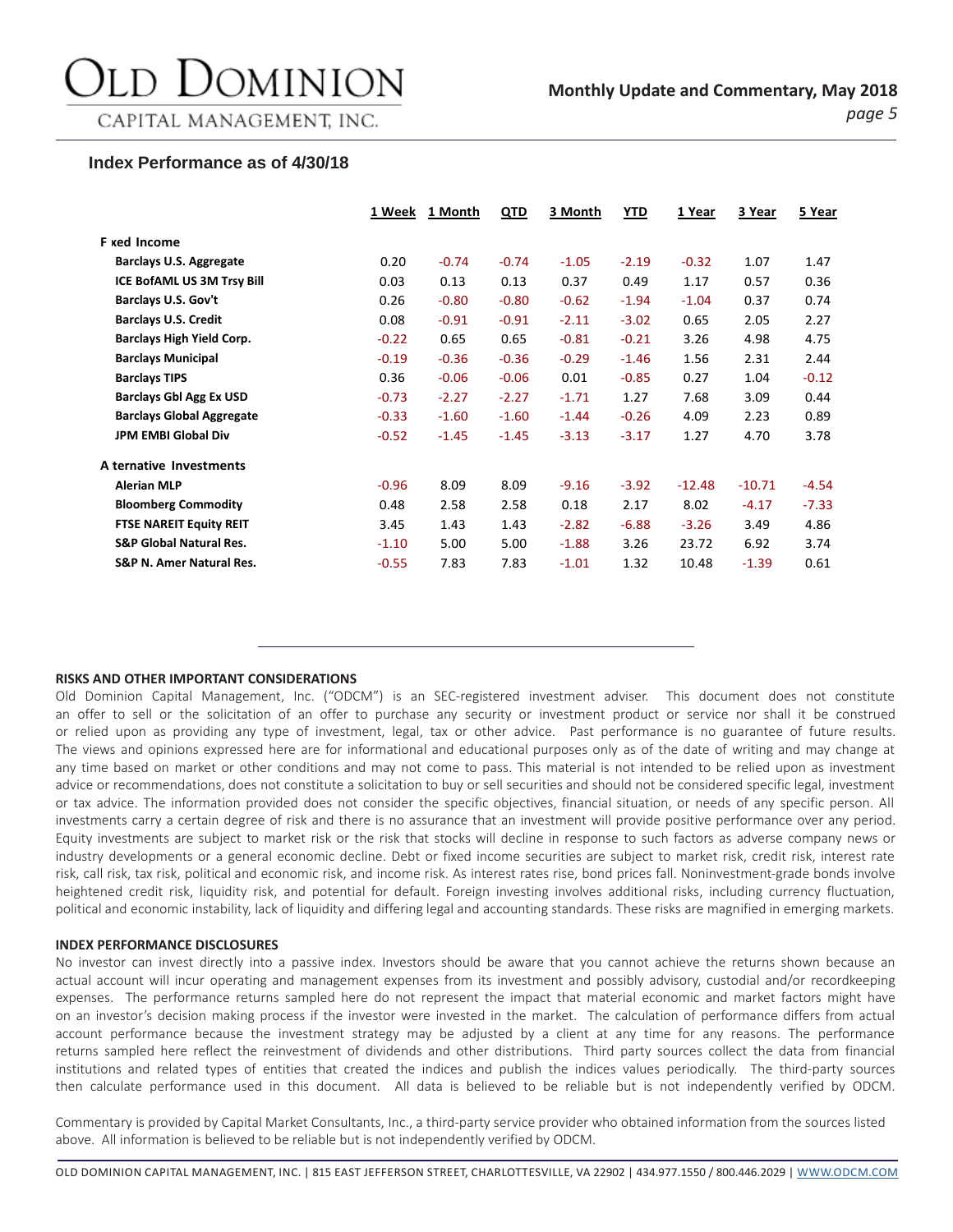## Index Performance as of 4/30/18

| | 1 Week | 1 Month | QTD | 3 Month | YTD | 1 Year | 3 Year | 5 Year |
|---|---|---|---|---|---|---|---|---|
| **Fixed Income** | | | | | | | | |
| **Barclays U.S. Aggregate** | 0.20 | -0.74 | -0.74 | -1.05 | -2.19 | -0.32 | 1.07 | 1.47 |
| **ICE BofAML US 3M Trsy Bill** | 0.03 | 0.13 | 0.13 | 0.37 | 0.49 | 1.17 | 0.57 | 0.36 |
| **Barclays U.S. Gov't** | 0.26 | -0.80 | -0.80 | -0.62 | -1.94 | -1.04 | 0.37 | 0.74 |
| **Barclays U.S. Credit** | 0.08 | -0.91 | -0.91 | -2.11 | -3.02 | 0.65 | 2.05 | 2.27 |
| **Barclays High Yield Corp.** | -0.22 | 0.65 | 0.65 | -0.81 | -0.21 | 3.26 | 4.98 | 4.75 |
| **Barclays Municipal** | -0.19 | -0.36 | -0.36 | -0.29 | -1.46 | 1.56 | 2.31 | 2.44 |
| **Barclays TIPS** | 0.36 | -0.06 | -0.06 | 0.01 | -0.85 | 0.27 | 1.04 | -0.12 |
| **Barclays Gbl Agg Ex USD** | -0.73 | -2.27 | -2.27 | -1.71 | 1.27 | 7.68 | 3.09 | 0.44 |
| **Barclays Global Aggregate** | -0.33 | -1.60 | -1.60 | -1.44 | -0.26 | 4.09 | 2.23 | 0.89 |
| **JPM EMBI Global Div** | -0.52 | -1.45 | -1.45 | -3.13 | -3.17 | 1.27 | 4.70 | 3.78 |
| **Alternative Investments** | | | | | | | | |
| **Alerian MLP** | -0.96 | 8.09 | 8.09 | -9.16 | -3.92 | -12.48 | -10.71 | -4.54 |
| **Bloomberg Commodity** | 0.48 | 2.58 | 2.58 | 0.18 | 2.17 | 8.02 | -4.17 | -7.33 |
| **FTSE NAREIT Equity REIT** | 3.45 | 1.43 | 1.43 | -2.82 | -6.88 | -3.26 | 3.49 | 4.86 |
| **S&P Global Natural Res.** | -1.10 | 5.00 | 5.00 | -1.88 | 3.26 | 23.72 | 6.92 | 3.74 |
| **S&P N. Amer Natural Res.** | -0.55 | 7.83 | 7.83 | -1.01 | 1.32 | 10.48 | -1.39 | 0.61 |

**RISKS AND OTHER IMPORTANT CONSIDERATIONS**

Old Dominion Capital Management, Inc. ("ODCM") is an SEC-registered investment adviser. This document does not constitute an offer to sell or the solicitation of an offer to purchase any security or investment product or service nor shall it be construed or relied upon as providing any type of investment, legal, tax or other advice. Past performance is no guarantee of future results. The views and opinions expressed here are for informational and educational purposes only as of the date of writing and may change at any time based on market or other conditions and may not come to pass. This material is not intended to be relied upon as investment advice or recommendations, does not constitute a solicitation to buy or sell securities and should not be considered specific legal, investment or tax advice. The information provided does not consider the specific objectives, financial situation, or needs of any specific person. All investments carry a certain degree of risk and there is no assurance that an investment will provide positive performance over any period. Equity investments are subject to market risk or the risk that stocks will decline in response to such factors as adverse company news or industry developments or a general economic decline. Debt or fixed income securities are subject to market risk, credit risk, interest rate risk, call risk, tax risk, political and economic risk, and income risk. As interest rates rise, bond prices fall. Noninvestment-grade bonds involve heightened credit risk, liquidity risk, and potential for default. Foreign investing involves additional risks, including currency fluctuation, political and economic instability, lack of liquidity and differing legal and accounting standards. These risks are magnified in emerging markets.

**INDEX PERFORMANCE DISCLOSURES**

No investor can invest directly into a passive index. Investors should be aware that you cannot achieve the returns shown because an actual account will incur operating and management expenses from its investment and possibly advisory, custodial and/or recordkeeping expenses. The performance returns sampled here do not represent the impact that material economic and market factors might have on an investor's decision making process if the investor were invested in the market. The calculation of performance differs from actual account performance because the investment strategy may be adjusted by a client at any time for any reasons. The performance returns sampled here reflect the reinvestment of dividends and other distributions. Third party sources collect the data from financial institutions and related types of entities that created the indices and publish the indices values periodically. The third-party sources then calculate performance used in this document. All data is believed to be reliable but is not independently verified by ODCM.

Commentary is provided by Capital Market Consultants, Inc., a third-party service provider who obtained information from the sources listed above. All information is believed to be reliable but is not independently verified by ODCM.

OLD DOMINION CAPITAL MANAGEMENT, INC. | 815 EAST JEFFERSON STREET, CHARLOTTESVILLE, VA 22902 | 434.977.1550 / 800.446.2029 | WWW.ODCM.COM